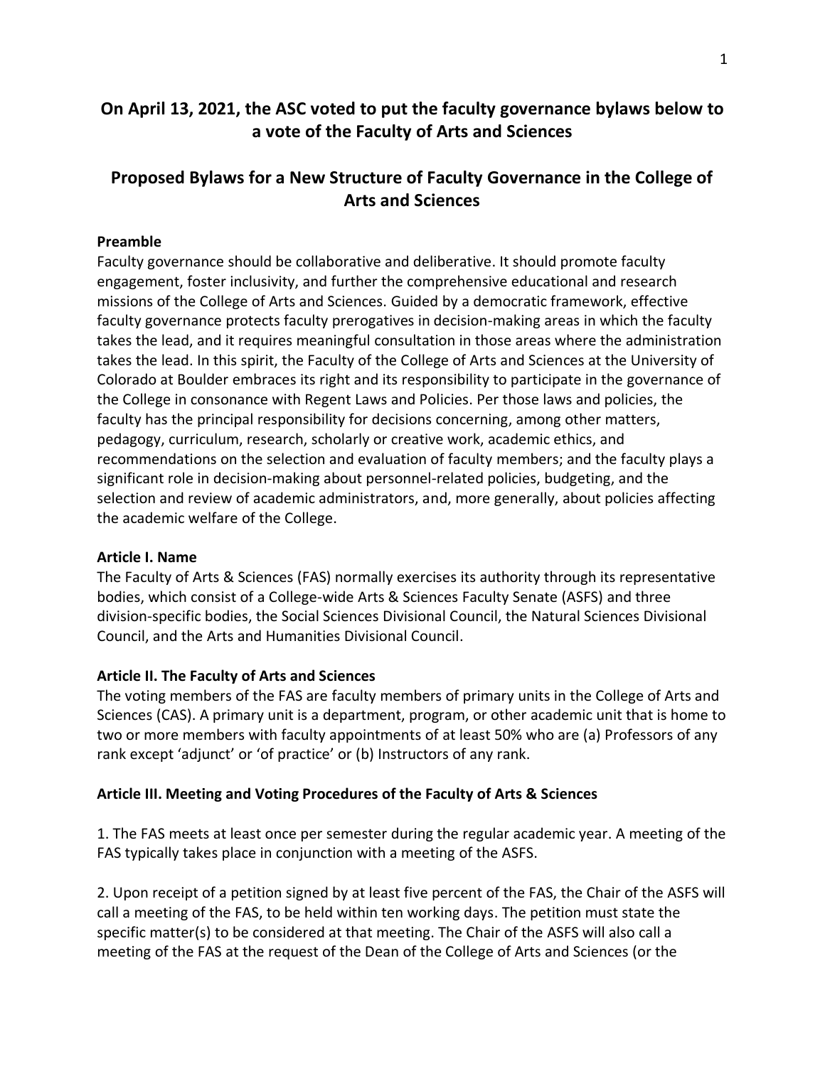# On April 13, 2021, the ASC voted to put the faculty governance bylaws below to a vote of the Faculty of Arts and Sciences

# Proposed Bylaws for a New Structure of Faculty Governance in the College of Arts and Sciences

### Preamble

Faculty governance should be collaborative and deliberative. It should promote faculty engagement, foster inclusivity, and further the comprehensive educational and research missions of the College of Arts and Sciences. Guided by a democratic framework, effective faculty governance protects faculty prerogatives in decision-making areas in which the faculty takes the lead, and it requires meaningful consultation in those areas where the administration takes the lead. In this spirit, the Faculty of the College of Arts and Sciences at the University of Colorado at Boulder embraces its right and its responsibility to participate in the governance of the College in consonance with Regent Laws and Policies. Per those laws and policies, the faculty has the principal responsibility for decisions concerning, among other matters, pedagogy, curriculum, research, scholarly or creative work, academic ethics, and recommendations on the selection and evaluation of faculty members; and the faculty plays a significant role in decision-making about personnel-related policies, budgeting, and the selection and review of academic administrators, and, more generally, about policies affecting the academic welfare of the College.

### Article I. Name

The Faculty of Arts & Sciences (FAS) normally exercises its authority through its representative bodies, which consist of a College-wide Arts & Sciences Faculty Senate (ASFS) and three division-specific bodies, the Social Sciences Divisional Council, the Natural Sciences Divisional Council, and the Arts and Humanities Divisional Council.

### Article II. The Faculty of Arts and Sciences

The voting members of the FAS are faculty members of primary units in the College of Arts and Sciences (CAS). A primary unit is a department, program, or other academic unit that is home to two or more members with faculty appointments of at least 50% who are (a) Professors of any rank except 'adjunct' or 'of practice' or (b) Instructors of any rank.

### Article III. Meeting and Voting Procedures of the Faculty of Arts & Sciences

1. The FAS meets at least once per semester during the regular academic year. A meeting of the FAS typically takes place in conjunction with a meeting of the ASFS.

2. Upon receipt of a petition signed by at least five percent of the FAS, the Chair of the ASFS will call a meeting of the FAS, to be held within ten working days. The petition must state the specific matter(s) to be considered at that meeting. The Chair of the ASFS will also call a meeting of the FAS at the request of the Dean of the College of Arts and Sciences (or the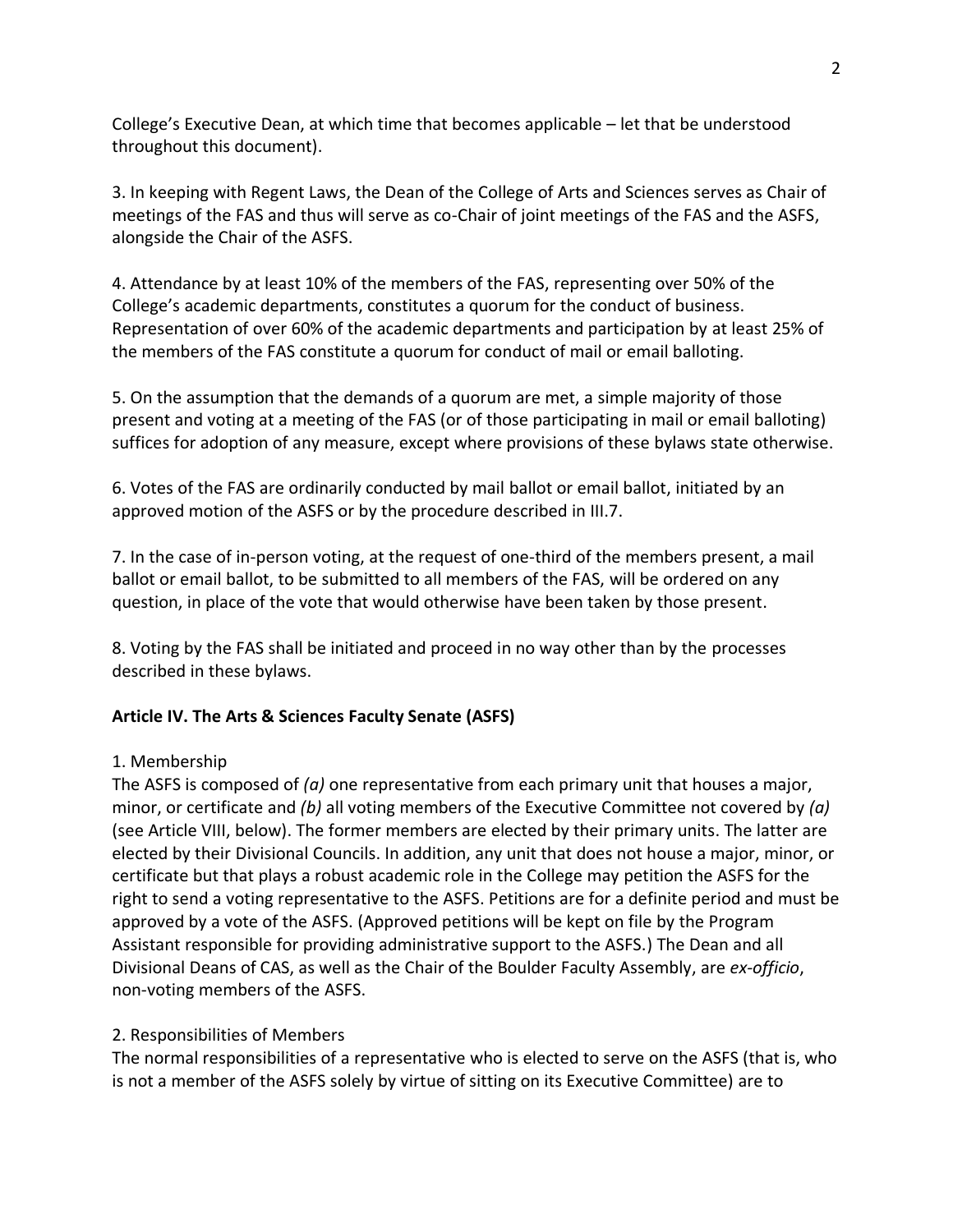College's Executive Dean, at which time that becomes applicable – let that be understood throughout this document).

3. In keeping with Regent Laws, the Dean of the College of Arts and Sciences serves as Chair of meetings of the FAS and thus will serve as co-Chair of joint meetings of the FAS and the ASFS, alongside the Chair of the ASFS.

4. Attendance by at least 10% of the members of the FAS, representing over 50% of the College's academic departments, constitutes a quorum for the conduct of business. Representation of over 60% of the academic departments and participation by at least 25% of the members of the FAS constitute a quorum for conduct of mail or email balloting.

5. On the assumption that the demands of a quorum are met, a simple majority of those present and voting at a meeting of the FAS (or of those participating in mail or email balloting) suffices for adoption of any measure, except where provisions of these bylaws state otherwise.

6. Votes of the FAS are ordinarily conducted by mail ballot or email ballot, initiated by an approved motion of the ASFS or by the procedure described in III.7.

7. In the case of in-person voting, at the request of one-third of the members present, a mail ballot or email ballot, to be submitted to all members of the FAS, will be ordered on any question, in place of the vote that would otherwise have been taken by those present.

8. Voting by the FAS shall be initiated and proceed in no way other than by the processes described in these bylaws.

## Article IV. The Arts & Sciences Faculty Senate (ASFS)

1. Membership
The ASFS is composed of *(a)* one representative from each primary unit that houses a major, minor, or certificate and *(b)* all voting members of the Executive Committee not covered by *(a)* (see Article VIII, below). The former members are elected by their primary units. The latter are elected by their Divisional Councils. In addition, any unit that does not house a major, minor, or certificate but that plays a robust academic role in the College may petition the ASFS for the right to send a voting representative to the ASFS. Petitions are for a definite period and must be approved by a vote of the ASFS. (Approved petitions will be kept on file by the Program Assistant responsible for providing administrative support to the ASFS.) The Dean and all Divisional Deans of CAS, as well as the Chair of the Boulder Faculty Assembly, are *ex-officio*, non-voting members of the ASFS.

2. Responsibilities of Members
The normal responsibilities of a representative who is elected to serve on the ASFS (that is, who is not a member of the ASFS solely by virtue of sitting on its Executive Committee) are to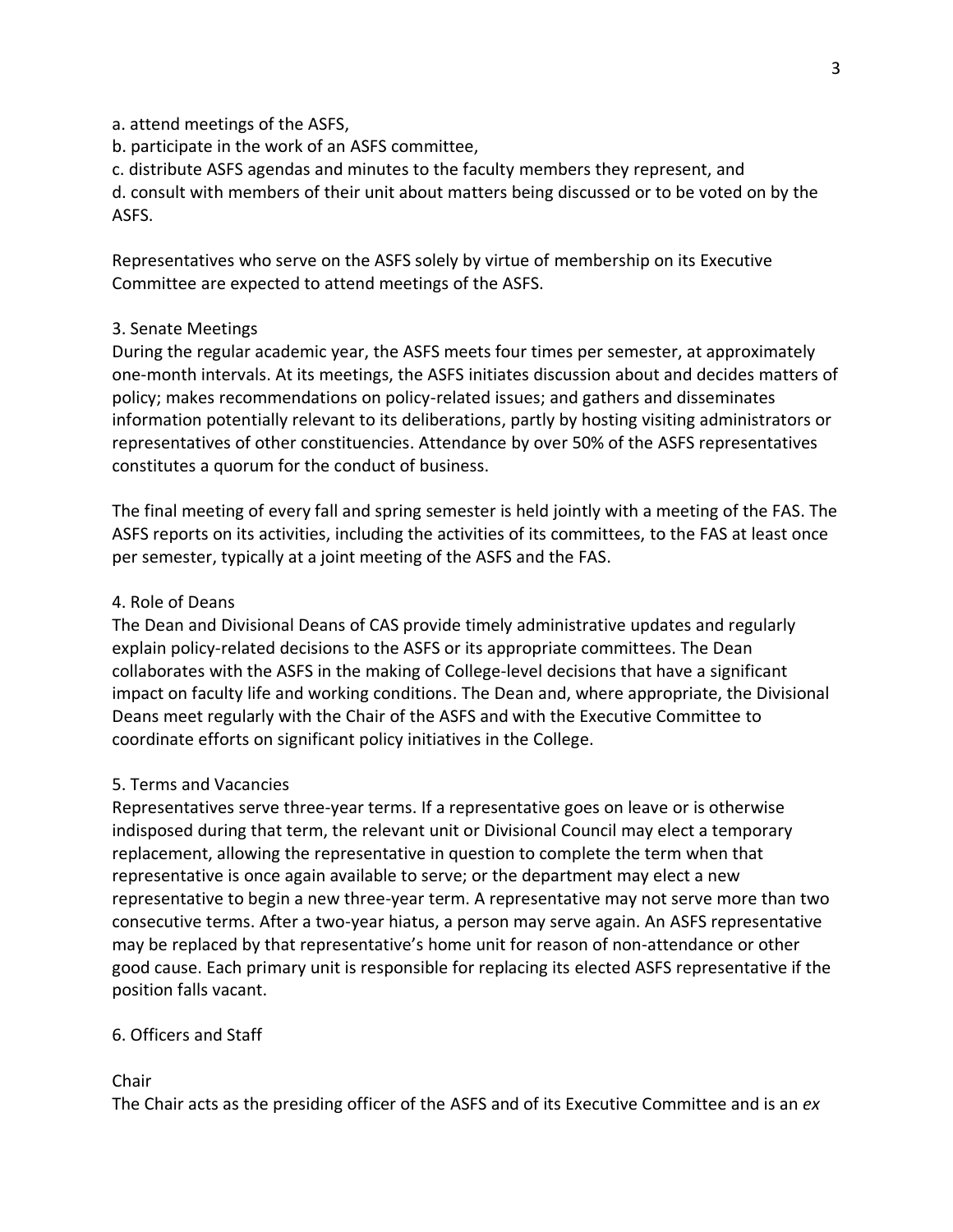a. attend meetings of the ASFS,
b. participate in the work of an ASFS committee,
c. distribute ASFS agendas and minutes to the faculty members they represent, and
d. consult with members of their unit about matters being discussed or to be voted on by the ASFS.

Representatives who serve on the ASFS solely by virtue of membership on its Executive Committee are expected to attend meetings of the ASFS.

### 3. Senate Meetings

During the regular academic year, the ASFS meets four times per semester, at approximately one-month intervals. At its meetings, the ASFS initiates discussion about and decides matters of policy; makes recommendations on policy-related issues; and gathers and disseminates information potentially relevant to its deliberations, partly by hosting visiting administrators or representatives of other constituencies. Attendance by over 50% of the ASFS representatives constitutes a quorum for the conduct of business.

The final meeting of every fall and spring semester is held jointly with a meeting of the FAS. The ASFS reports on its activities, including the activities of its committees, to the FAS at least once per semester, typically at a joint meeting of the ASFS and the FAS.

### 4. Role of Deans

The Dean and Divisional Deans of CAS provide timely administrative updates and regularly explain policy-related decisions to the ASFS or its appropriate committees. The Dean collaborates with the ASFS in the making of College-level decisions that have a significant impact on faculty life and working conditions. The Dean and, where appropriate, the Divisional Deans meet regularly with the Chair of the ASFS and with the Executive Committee to coordinate efforts on significant policy initiatives in the College.

### 5. Terms and Vacancies

Representatives serve three-year terms. If a representative goes on leave or is otherwise indisposed during that term, the relevant unit or Divisional Council may elect a temporary replacement, allowing the representative in question to complete the term when that representative is once again available to serve; or the department may elect a new representative to begin a new three-year term. A representative may not serve more than two consecutive terms. After a two-year hiatus, a person may serve again. An ASFS representative may be replaced by that representative's home unit for reason of non-attendance or other good cause. Each primary unit is responsible for replacing its elected ASFS representative if the position falls vacant.

### 6. Officers and Staff

#### Chair

The Chair acts as the presiding officer of the ASFS and of its Executive Committee and is an *ex*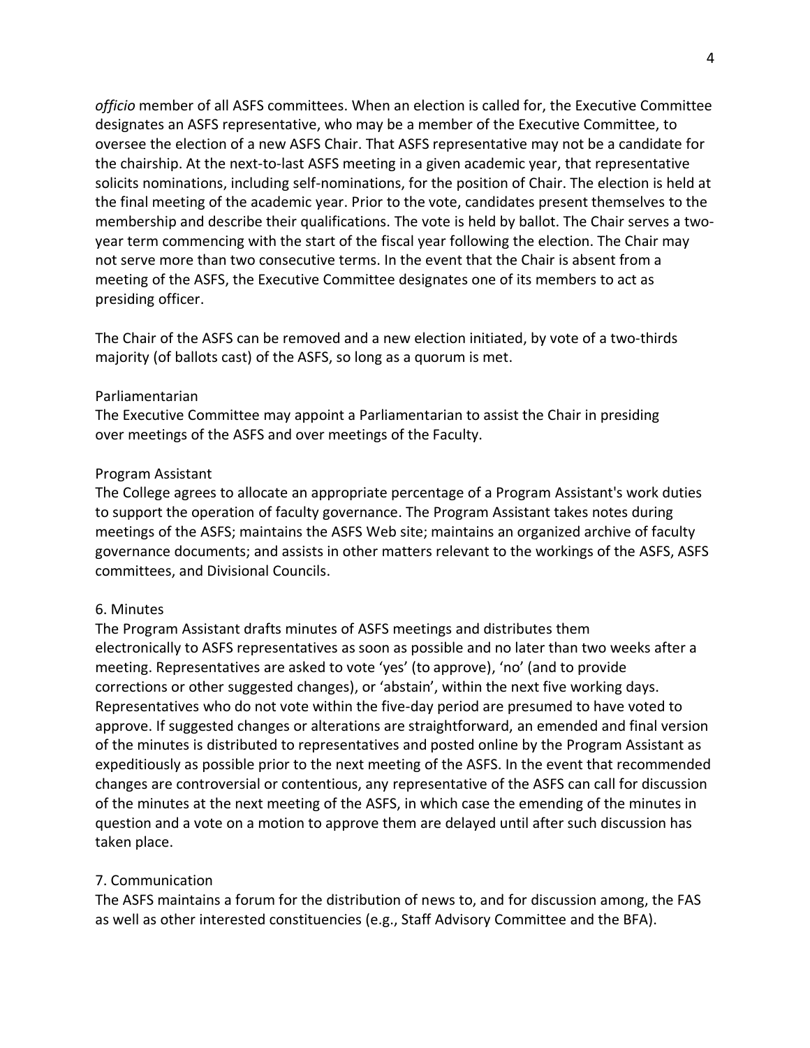*officio* member of all ASFS committees. When an election is called for, the Executive Committee designates an ASFS representative, who may be a member of the Executive Committee, to oversee the election of a new ASFS Chair. That ASFS representative may not be a candidate for the chairship. At the next-to-last ASFS meeting in a given academic year, that representative solicits nominations, including self-nominations, for the position of Chair. The election is held at the final meeting of the academic year. Prior to the vote, candidates present themselves to the membership and describe their qualifications. The vote is held by ballot. The Chair serves a two-year term commencing with the start of the fiscal year following the election. The Chair may not serve more than two consecutive terms. In the event that the Chair is absent from a meeting of the ASFS, the Executive Committee designates one of its members to act as presiding officer.

The Chair of the ASFS can be removed and a new election initiated, by vote of a two-thirds majority (of ballots cast) of the ASFS, so long as a quorum is met.

Parliamentarian

The Executive Committee may appoint a Parliamentarian to assist the Chair in presiding over meetings of the ASFS and over meetings of the Faculty.

Program Assistant

The College agrees to allocate an appropriate percentage of a Program Assistant's work duties to support the operation of faculty governance. The Program Assistant takes notes during meetings of the ASFS; maintains the ASFS Web site; maintains an organized archive of faculty governance documents; and assists in other matters relevant to the workings of the ASFS, ASFS committees, and Divisional Councils.

6. Minutes

The Program Assistant drafts minutes of ASFS meetings and distributes them electronically to ASFS representatives as soon as possible and no later than two weeks after a meeting. Representatives are asked to vote 'yes' (to approve), 'no' (and to provide corrections or other suggested changes), or 'abstain', within the next five working days. Representatives who do not vote within the five-day period are presumed to have voted to approve. If suggested changes or alterations are straightforward, an emended and final version of the minutes is distributed to representatives and posted online by the Program Assistant as expeditiously as possible prior to the next meeting of the ASFS. In the event that recommended changes are controversial or contentious, any representative of the ASFS can call for discussion of the minutes at the next meeting of the ASFS, in which case the emending of the minutes in question and a vote on a motion to approve them are delayed until after such discussion has taken place.

7. Communication

The ASFS maintains a forum for the distribution of news to, and for discussion among, the FAS as well as other interested constituencies (e.g., Staff Advisory Committee and the BFA).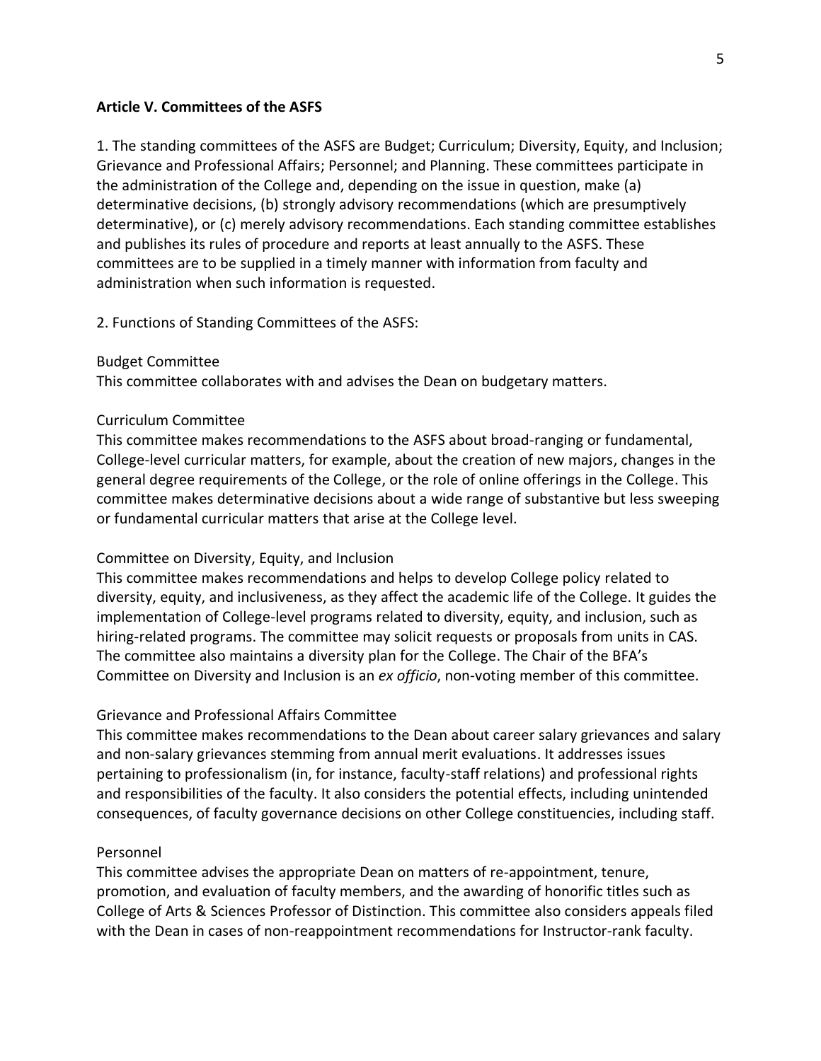**Article V. Committees of the ASFS**

1. The standing committees of the ASFS are Budget; Curriculum; Diversity, Equity, and Inclusion; Grievance and Professional Affairs; Personnel; and Planning. These committees participate in the administration of the College and, depending on the issue in question, make (a) determinative decisions, (b) strongly advisory recommendations (which are presumptively determinative), or (c) merely advisory recommendations. Each standing committee establishes and publishes its rules of procedure and reports at least annually to the ASFS. These committees are to be supplied in a timely manner with information from faculty and administration when such information is requested.

2. Functions of Standing Committees of the ASFS:

Budget Committee
This committee collaborates with and advises the Dean on budgetary matters.

Curriculum Committee
This committee makes recommendations to the ASFS about broad-ranging or fundamental, College-level curricular matters, for example, about the creation of new majors, changes in the general degree requirements of the College, or the role of online offerings in the College. This committee makes determinative decisions about a wide range of substantive but less sweeping or fundamental curricular matters that arise at the College level.

Committee on Diversity, Equity, and Inclusion
This committee makes recommendations and helps to develop College policy related to diversity, equity, and inclusiveness, as they affect the academic life of the College. It guides the implementation of College-level programs related to diversity, equity, and inclusion, such as hiring-related programs. The committee may solicit requests or proposals from units in CAS. The committee also maintains a diversity plan for the College. The Chair of the BFA's Committee on Diversity and Inclusion is an *ex officio*, non-voting member of this committee.

Grievance and Professional Affairs Committee
This committee makes recommendations to the Dean about career salary grievances and salary and non-salary grievances stemming from annual merit evaluations. It addresses issues pertaining to professionalism (in, for instance, faculty-staff relations) and professional rights and responsibilities of the faculty. It also considers the potential effects, including unintended consequences, of faculty governance decisions on other College constituencies, including staff.

Personnel
This committee advises the appropriate Dean on matters of re-appointment, tenure, promotion, and evaluation of faculty members, and the awarding of honorific titles such as College of Arts & Sciences Professor of Distinction. This committee also considers appeals filed with the Dean in cases of non-reappointment recommendations for Instructor-rank faculty.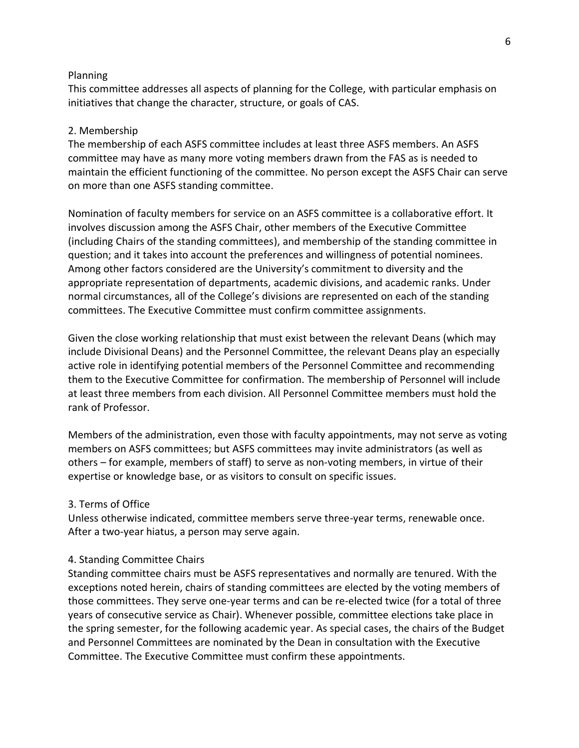Planning

This committee addresses all aspects of planning for the College, with particular emphasis on initiatives that change the character, structure, or goals of CAS.

2. Membership

The membership of each ASFS committee includes at least three ASFS members. An ASFS committee may have as many more voting members drawn from the FAS as is needed to maintain the efficient functioning of the committee. No person except the ASFS Chair can serve on more than one ASFS standing committee.

Nomination of faculty members for service on an ASFS committee is a collaborative effort. It involves discussion among the ASFS Chair, other members of the Executive Committee (including Chairs of the standing committees), and membership of the standing committee in question; and it takes into account the preferences and willingness of potential nominees. Among other factors considered are the University's commitment to diversity and the appropriate representation of departments, academic divisions, and academic ranks. Under normal circumstances, all of the College's divisions are represented on each of the standing committees. The Executive Committee must confirm committee assignments.

Given the close working relationship that must exist between the relevant Deans (which may include Divisional Deans) and the Personnel Committee, the relevant Deans play an especially active role in identifying potential members of the Personnel Committee and recommending them to the Executive Committee for confirmation. The membership of Personnel will include at least three members from each division. All Personnel Committee members must hold the rank of Professor.

Members of the administration, even those with faculty appointments, may not serve as voting members on ASFS committees; but ASFS committees may invite administrators (as well as others – for example, members of staff) to serve as non-voting members, in virtue of their expertise or knowledge base, or as visitors to consult on specific issues.

3. Terms of Office

Unless otherwise indicated, committee members serve three-year terms, renewable once. After a two-year hiatus, a person may serve again.

4. Standing Committee Chairs

Standing committee chairs must be ASFS representatives and normally are tenured. With the exceptions noted herein, chairs of standing committees are elected by the voting members of those committees. They serve one-year terms and can be re-elected twice (for a total of three years of consecutive service as Chair). Whenever possible, committee elections take place in the spring semester, for the following academic year. As special cases, the chairs of the Budget and Personnel Committees are nominated by the Dean in consultation with the Executive Committee. The Executive Committee must confirm these appointments.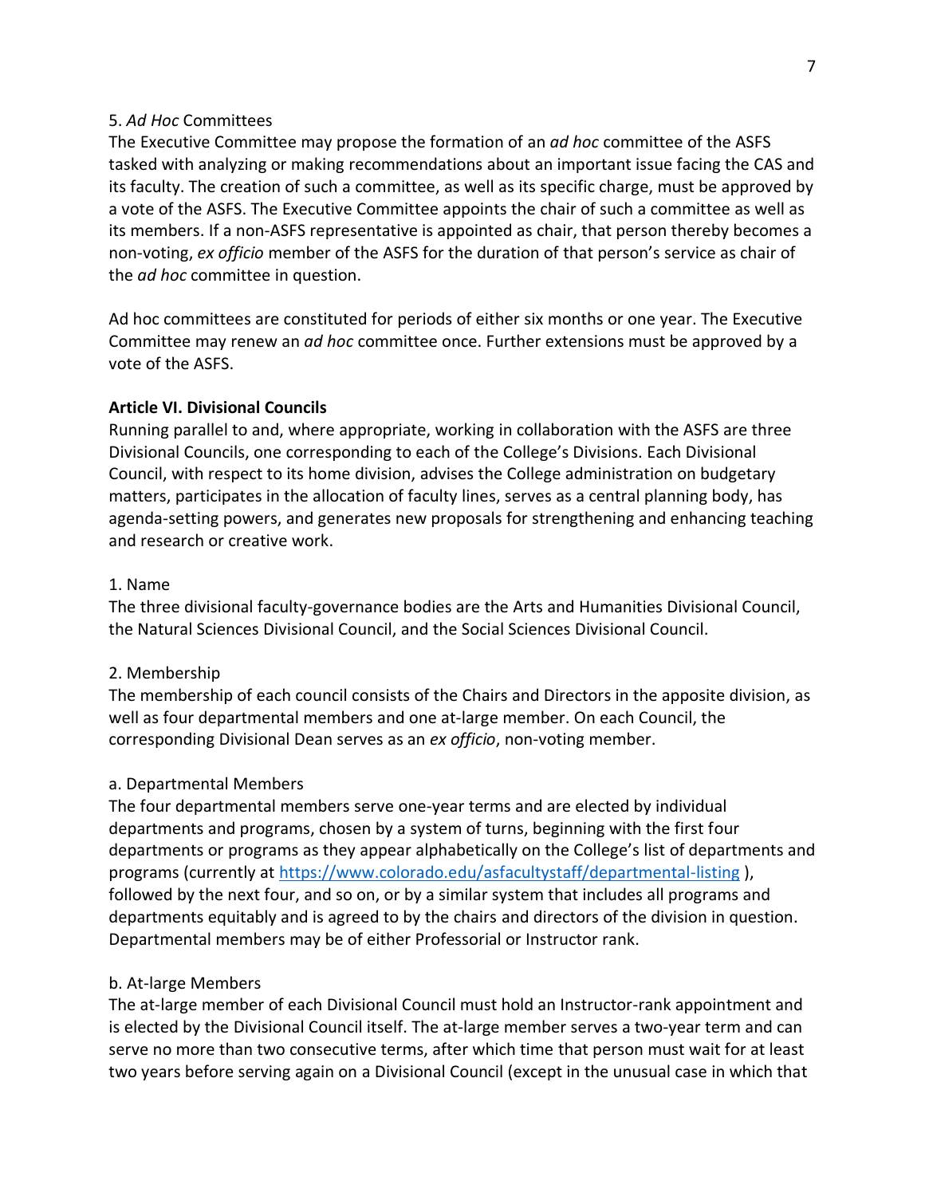5. *Ad Hoc* Committees

The Executive Committee may propose the formation of an *ad hoc* committee of the ASFS tasked with analyzing or making recommendations about an important issue facing the CAS and its faculty. The creation of such a committee, as well as its specific charge, must be approved by a vote of the ASFS. The Executive Committee appoints the chair of such a committee as well as its members. If a non-ASFS representative is appointed as chair, that person thereby becomes a non-voting, *ex officio* member of the ASFS for the duration of that person's service as chair of the *ad hoc* committee in question.

Ad hoc committees are constituted for periods of either six months or one year. The Executive Committee may renew an *ad hoc* committee once. Further extensions must be approved by a vote of the ASFS.

**Article VI. Divisional Councils**

Running parallel to and, where appropriate, working in collaboration with the ASFS are three Divisional Councils, one corresponding to each of the College's Divisions. Each Divisional Council, with respect to its home division, advises the College administration on budgetary matters, participates in the allocation of faculty lines, serves as a central planning body, has agenda-setting powers, and generates new proposals for strengthening and enhancing teaching and research or creative work.

1. Name

The three divisional faculty-governance bodies are the Arts and Humanities Divisional Council, the Natural Sciences Divisional Council, and the Social Sciences Divisional Council.

2. Membership

The membership of each council consists of the Chairs and Directors in the apposite division, as well as four departmental members and one at-large member. On each Council, the corresponding Divisional Dean serves as an *ex officio*, non-voting member.

a. Departmental Members

The four departmental members serve one-year terms and are elected by individual departments and programs, chosen by a system of turns, beginning with the first four departments or programs as they appear alphabetically on the College's list of departments and programs (currently at https://www.colorado.edu/asfacultystaff/departmental-listing ), followed by the next four, and so on, or by a similar system that includes all programs and departments equitably and is agreed to by the chairs and directors of the division in question. Departmental members may be of either Professorial or Instructor rank.

b. At-large Members

The at-large member of each Divisional Council must hold an Instructor-rank appointment and is elected by the Divisional Council itself. The at-large member serves a two-year term and can serve no more than two consecutive terms, after which time that person must wait for at least two years before serving again on a Divisional Council (except in the unusual case in which that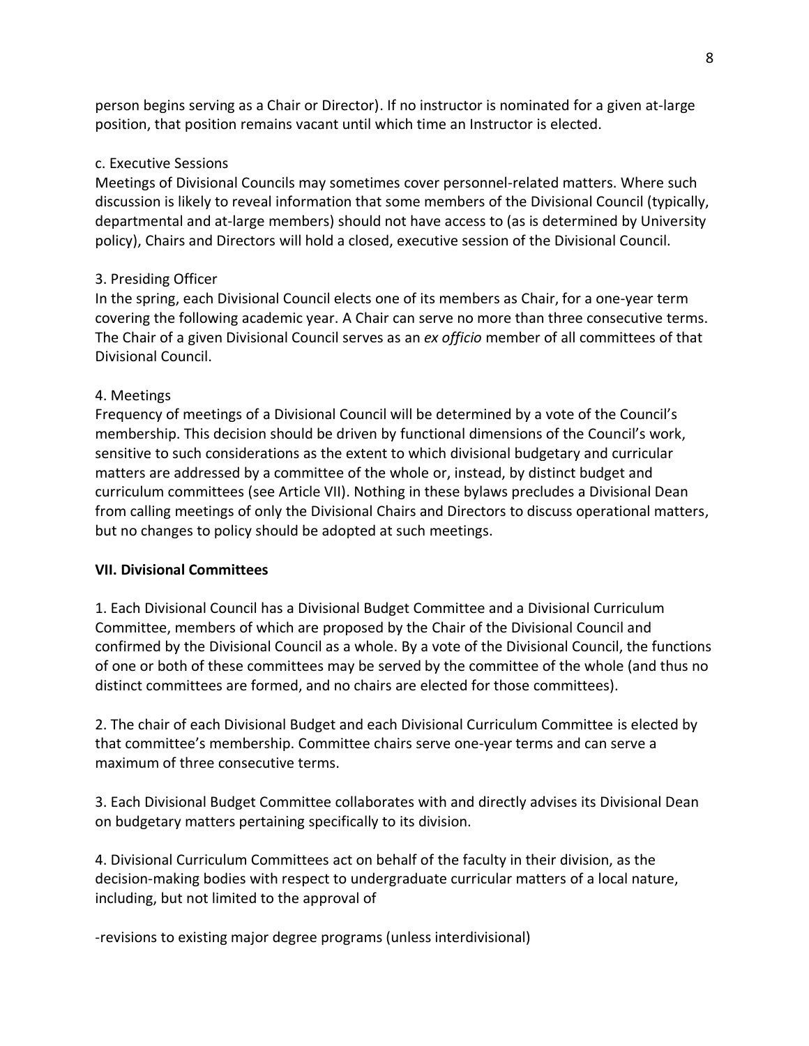person begins serving as a Chair or Director). If no instructor is nominated for a given at-large position, that position remains vacant until which time an Instructor is elected.

c. Executive Sessions

Meetings of Divisional Councils may sometimes cover personnel-related matters. Where such discussion is likely to reveal information that some members of the Divisional Council (typically, departmental and at-large members) should not have access to (as is determined by University policy), Chairs and Directors will hold a closed, executive session of the Divisional Council.

3. Presiding Officer

In the spring, each Divisional Council elects one of its members as Chair, for a one-year term covering the following academic year. A Chair can serve no more than three consecutive terms. The Chair of a given Divisional Council serves as an *ex officio* member of all committees of that Divisional Council.

4. Meetings

Frequency of meetings of a Divisional Council will be determined by a vote of the Council's membership. This decision should be driven by functional dimensions of the Council's work, sensitive to such considerations as the extent to which divisional budgetary and curricular matters are addressed by a committee of the whole or, instead, by distinct budget and curriculum committees (see Article VII). Nothing in these bylaws precludes a Divisional Dean from calling meetings of only the Divisional Chairs and Directors to discuss operational matters, but no changes to policy should be adopted at such meetings.

## VII. Divisional Committees

1. Each Divisional Council has a Divisional Budget Committee and a Divisional Curriculum Committee, members of which are proposed by the Chair of the Divisional Council and confirmed by the Divisional Council as a whole. By a vote of the Divisional Council, the functions of one or both of these committees may be served by the committee of the whole (and thus no distinct committees are formed, and no chairs are elected for those committees).

2. The chair of each Divisional Budget and each Divisional Curriculum Committee is elected by that committee's membership. Committee chairs serve one-year terms and can serve a maximum of three consecutive terms.

3. Each Divisional Budget Committee collaborates with and directly advises its Divisional Dean on budgetary matters pertaining specifically to its division.

4. Divisional Curriculum Committees act on behalf of the faculty in their division, as the decision-making bodies with respect to undergraduate curricular matters of a local nature, including, but not limited to the approval of

-revisions to existing major degree programs (unless interdivisional)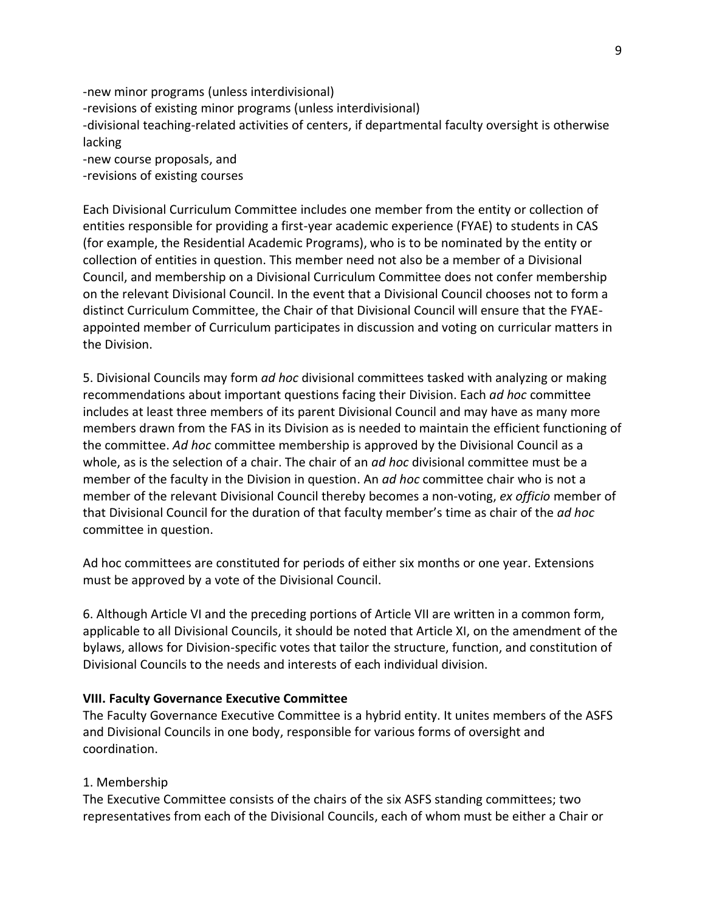-new minor programs (unless interdivisional)
-revisions of existing minor programs (unless interdivisional)
-divisional teaching-related activities of centers, if departmental faculty oversight is otherwise lacking
-new course proposals, and
-revisions of existing courses

Each Divisional Curriculum Committee includes one member from the entity or collection of entities responsible for providing a first-year academic experience (FYAE) to students in CAS (for example, the Residential Academic Programs), who is to be nominated by the entity or collection of entities in question. This member need not also be a member of a Divisional Council, and membership on a Divisional Curriculum Committee does not confer membership on the relevant Divisional Council. In the event that a Divisional Council chooses not to form a distinct Curriculum Committee, the Chair of that Divisional Council will ensure that the FYAE-appointed member of Curriculum participates in discussion and voting on curricular matters in the Division.

5. Divisional Councils may form *ad hoc* divisional committees tasked with analyzing or making recommendations about important questions facing their Division. Each *ad hoc* committee includes at least three members of its parent Divisional Council and may have as many more members drawn from the FAS in its Division as is needed to maintain the efficient functioning of the committee. *Ad hoc* committee membership is approved by the Divisional Council as a whole, as is the selection of a chair. The chair of an *ad hoc* divisional committee must be a member of the faculty in the Division in question. An *ad hoc* committee chair who is not a member of the relevant Divisional Council thereby becomes a non-voting, *ex officio* member of that Divisional Council for the duration of that faculty member's time as chair of the *ad hoc* committee in question.

Ad hoc committees are constituted for periods of either six months or one year. Extensions must be approved by a vote of the Divisional Council.

6. Although Article VI and the preceding portions of Article VII are written in a common form, applicable to all Divisional Councils, it should be noted that Article XI, on the amendment of the bylaws, allows for Division-specific votes that tailor the structure, function, and constitution of Divisional Councils to the needs and interests of each individual division.

**VIII. Faculty Governance Executive Committee**

The Faculty Governance Executive Committee is a hybrid entity. It unites members of the ASFS and Divisional Councils in one body, responsible for various forms of oversight and coordination.

1. Membership

The Executive Committee consists of the chairs of the six ASFS standing committees; two representatives from each of the Divisional Councils, each of whom must be either a Chair or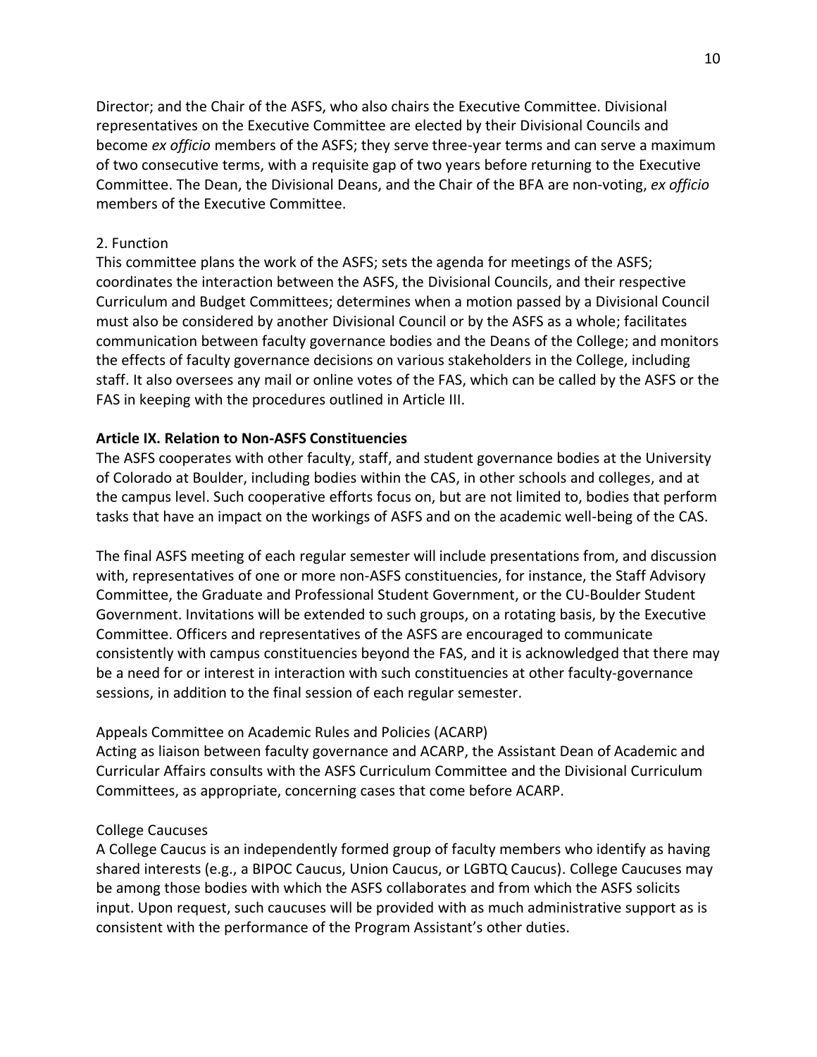Director; and the Chair of the ASFS, who also chairs the Executive Committee. Divisional representatives on the Executive Committee are elected by their Divisional Councils and become *ex officio* members of the ASFS; they serve three-year terms and can serve a maximum of two consecutive terms, with a requisite gap of two years before returning to the Executive Committee. The Dean, the Divisional Deans, and the Chair of the BFA are non-voting, *ex officio* members of the Executive Committee.

2. Function

This committee plans the work of the ASFS; sets the agenda for meetings of the ASFS; coordinates the interaction between the ASFS, the Divisional Councils, and their respective Curriculum and Budget Committees; determines when a motion passed by a Divisional Council must also be considered by another Divisional Council or by the ASFS as a whole; facilitates communication between faculty governance bodies and the Deans of the College; and monitors the effects of faculty governance decisions on various stakeholders in the College, including staff. It also oversees any mail or online votes of the FAS, which can be called by the ASFS or the FAS in keeping with the procedures outlined in Article III.

**Article IX. Relation to Non-ASFS Constituencies**

The ASFS cooperates with other faculty, staff, and student governance bodies at the University of Colorado at Boulder, including bodies within the CAS, in other schools and colleges, and at the campus level. Such cooperative efforts focus on, but are not limited to, bodies that perform tasks that have an impact on the workings of ASFS and on the academic well-being of the CAS.

The final ASFS meeting of each regular semester will include presentations from, and discussion with, representatives of one or more non-ASFS constituencies, for instance, the Staff Advisory Committee, the Graduate and Professional Student Government, or the CU-Boulder Student Government. Invitations will be extended to such groups, on a rotating basis, by the Executive Committee. Officers and representatives of the ASFS are encouraged to communicate consistently with campus constituencies beyond the FAS, and it is acknowledged that there may be a need for or interest in interaction with such constituencies at other faculty-governance sessions, in addition to the final session of each regular semester.

Appeals Committee on Academic Rules and Policies (ACARP)

Acting as liaison between faculty governance and ACARP, the Assistant Dean of Academic and Curricular Affairs consults with the ASFS Curriculum Committee and the Divisional Curriculum Committees, as appropriate, concerning cases that come before ACARP.

College Caucuses

A College Caucus is an independently formed group of faculty members who identify as having shared interests (e.g., a BIPOC Caucus, Union Caucus, or LGBTQ Caucus). College Caucuses may be among those bodies with which the ASFS collaborates and from which the ASFS solicits input. Upon request, such caucuses will be provided with as much administrative support as is consistent with the performance of the Program Assistant's other duties.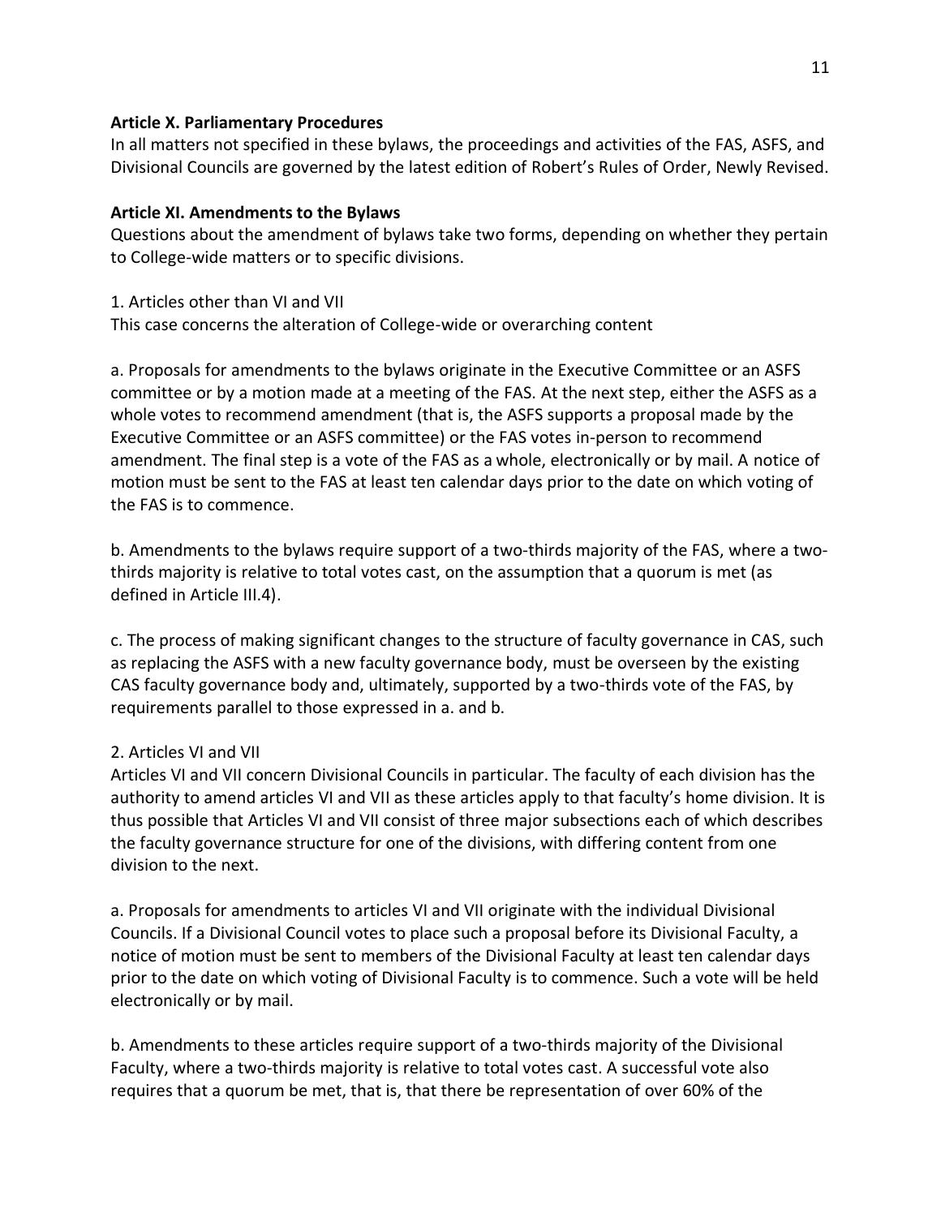**Article X. Parliamentary Procedures**

In all matters not specified in these bylaws, the proceedings and activities of the FAS, ASFS, and Divisional Councils are governed by the latest edition of Robert's Rules of Order, Newly Revised.

**Article XI. Amendments to the Bylaws**

Questions about the amendment of bylaws take two forms, depending on whether they pertain to College-wide matters or to specific divisions.

1. Articles other than VI and VII

This case concerns the alteration of College-wide or overarching content

a. Proposals for amendments to the bylaws originate in the Executive Committee or an ASFS committee or by a motion made at a meeting of the FAS. At the next step, either the ASFS as a whole votes to recommend amendment (that is, the ASFS supports a proposal made by the Executive Committee or an ASFS committee) or the FAS votes in-person to recommend amendment. The final step is a vote of the FAS as a whole, electronically or by mail. A notice of motion must be sent to the FAS at least ten calendar days prior to the date on which voting of the FAS is to commence.

b. Amendments to the bylaws require support of a two-thirds majority of the FAS, where a two-thirds majority is relative to total votes cast, on the assumption that a quorum is met (as defined in Article III.4).

c. The process of making significant changes to the structure of faculty governance in CAS, such as replacing the ASFS with a new faculty governance body, must be overseen by the existing CAS faculty governance body and, ultimately, supported by a two-thirds vote of the FAS, by requirements parallel to those expressed in a. and b.

2. Articles VI and VII

Articles VI and VII concern Divisional Councils in particular. The faculty of each division has the authority to amend articles VI and VII as these articles apply to that faculty's home division. It is thus possible that Articles VI and VII consist of three major subsections each of which describes the faculty governance structure for one of the divisions, with differing content from one division to the next.

a. Proposals for amendments to articles VI and VII originate with the individual Divisional Councils. If a Divisional Council votes to place such a proposal before its Divisional Faculty, a notice of motion must be sent to members of the Divisional Faculty at least ten calendar days prior to the date on which voting of Divisional Faculty is to commence. Such a vote will be held electronically or by mail.

b. Amendments to these articles require support of a two-thirds majority of the Divisional Faculty, where a two-thirds majority is relative to total votes cast. A successful vote also requires that a quorum be met, that is, that there be representation of over 60% of the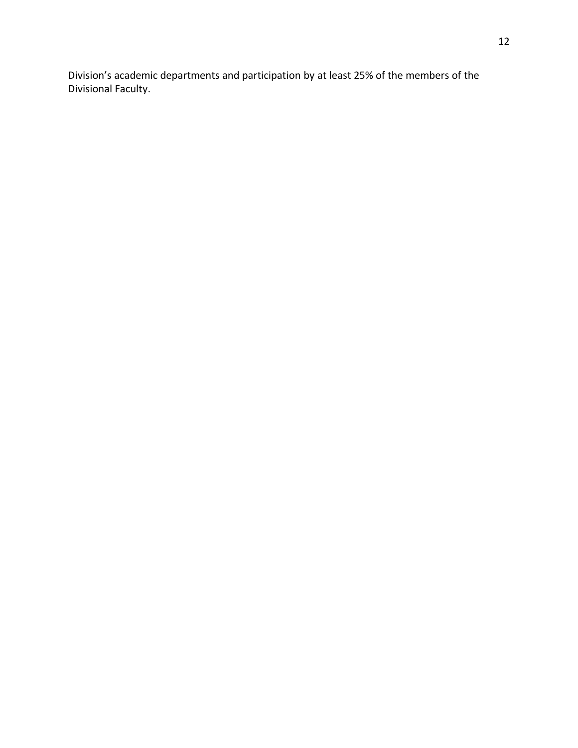Division’s academic departments and participation by at least 25% of the members of the Divisional Faculty.